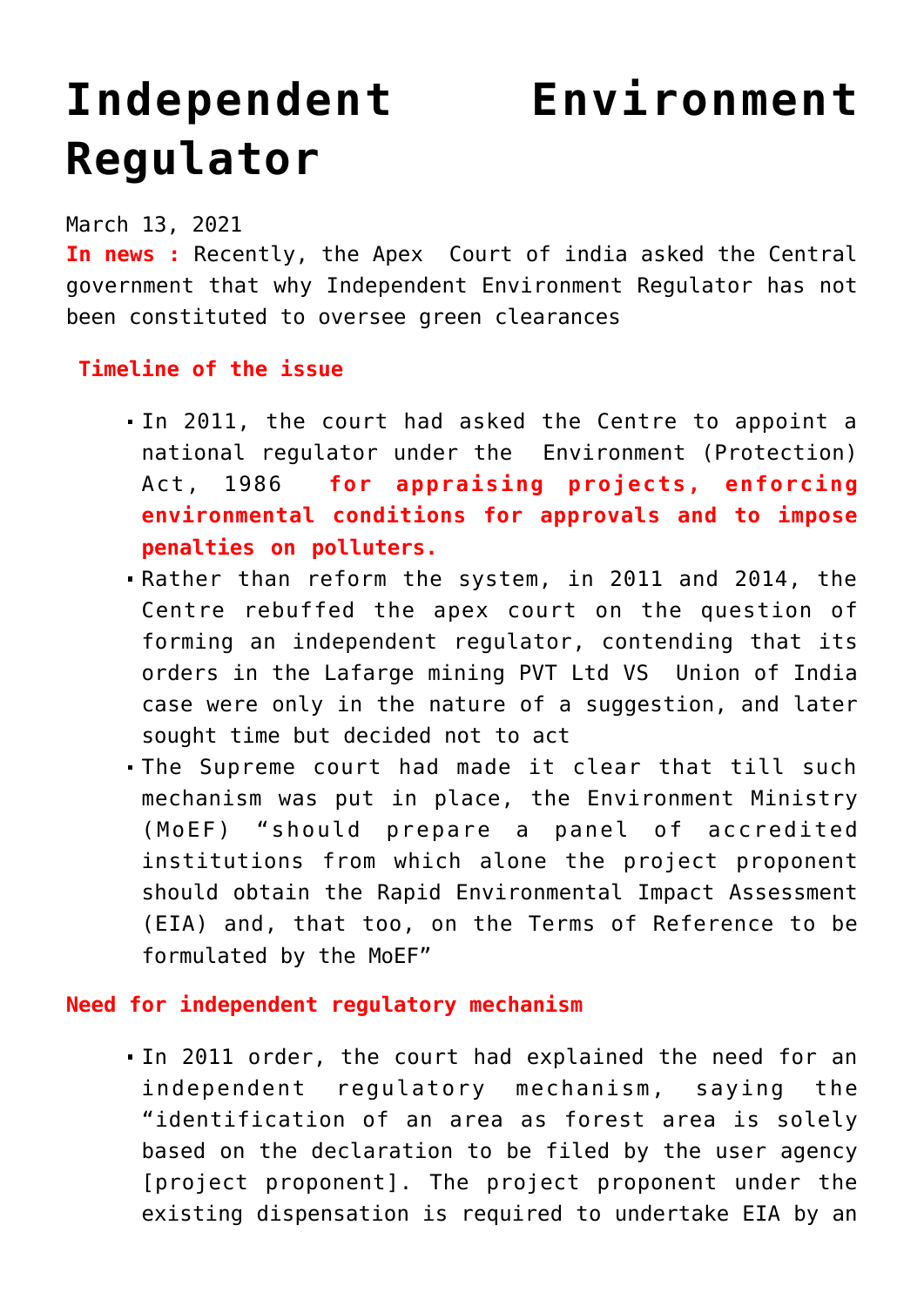# Independent Environment Regulator

March 13, 2021

**In news :** Recently, the Apex Court of india asked the Central government that why Independent Environment Regulator has not been constituted to oversee green clearances

**Timeline of the issue**

- In 2011, the court had asked the Centre to appoint a national regulator under the Environment (Protection) Act, 1986 **for appraising projects, enforcing environmental conditions for approvals and to impose penalties on polluters.**
- Rather than reform the system, in 2011 and 2014, the Centre rebuffed the apex court on the question of forming an independent regulator, contending that its orders in the Lafarge mining PVT Ltd VS Union of India case were only in the nature of a suggestion, and later sought time but decided not to act
- The Supreme court had made it clear that till such mechanism was put in place, the Environment Ministry (MoEF) "should prepare a panel of accredited institutions from which alone the project proponent should obtain the Rapid Environmental Impact Assessment (EIA) and, that too, on the Terms of Reference to be formulated by the MoEF"

**Need for independent regulatory mechanism**

- In 2011 order, the court had explained the need for an independent regulatory mechanism, saying the "identification of an area as forest area is solely based on the declaration to be filed by the user agency [project proponent]. The project proponent under the existing dispensation is required to undertake EIA by an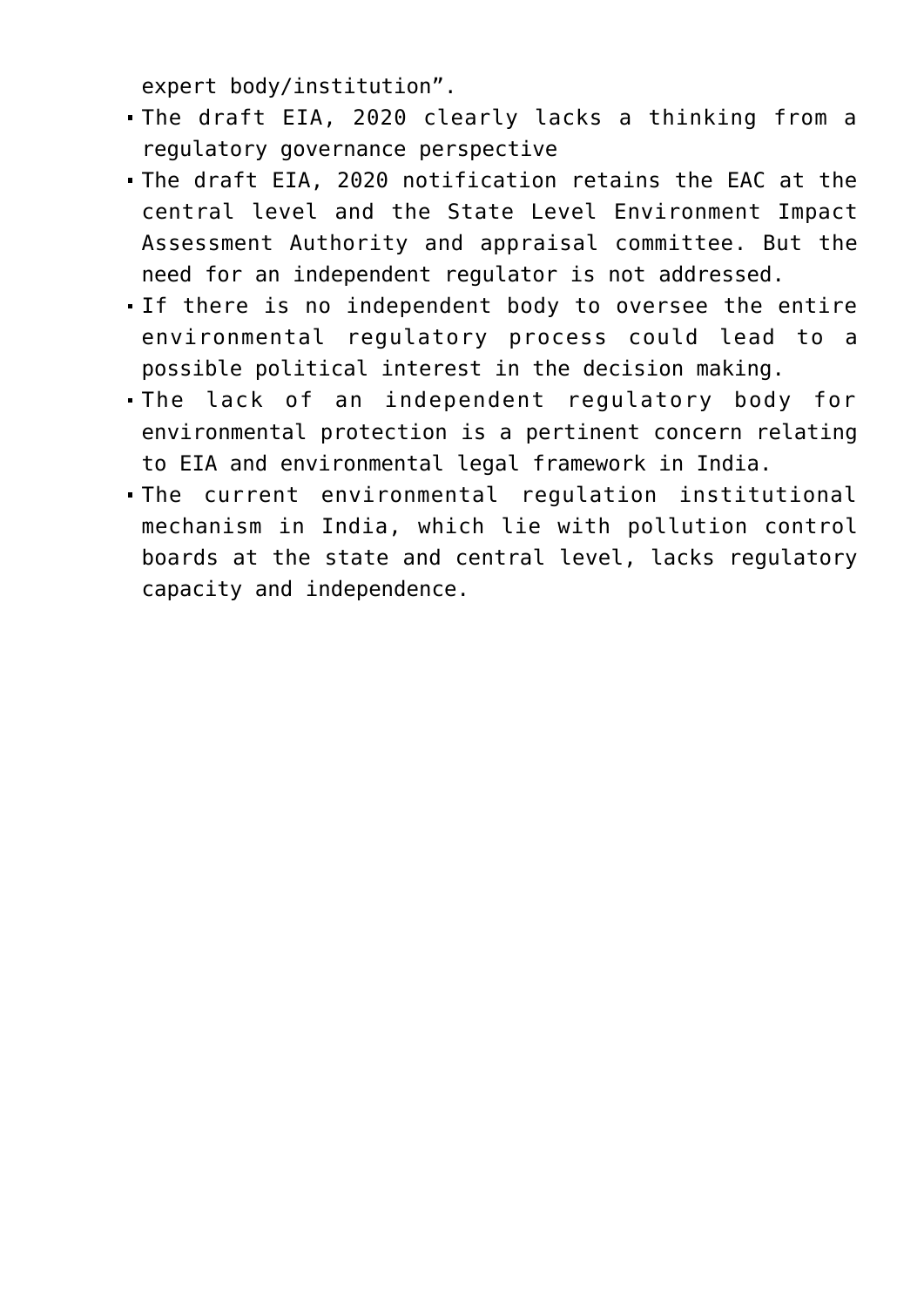expert body/institution".

- The draft EIA, 2020 clearly lacks a thinking from a regulatory governance perspective
- The draft EIA, 2020 notification retains the EAC at the central level and the State Level Environment Impact Assessment Authority and appraisal committee. But the need for an independent regulator is not addressed.
- If there is no independent body to oversee the entire environmental regulatory process could lead to a possible political interest in the decision making.
- The lack of an independent regulatory body for environmental protection is a pertinent concern relating to EIA and environmental legal framework in India.
- The current environmental regulation institutional mechanism in India, which lie with pollution control boards at the state and central level, lacks regulatory capacity and independence.